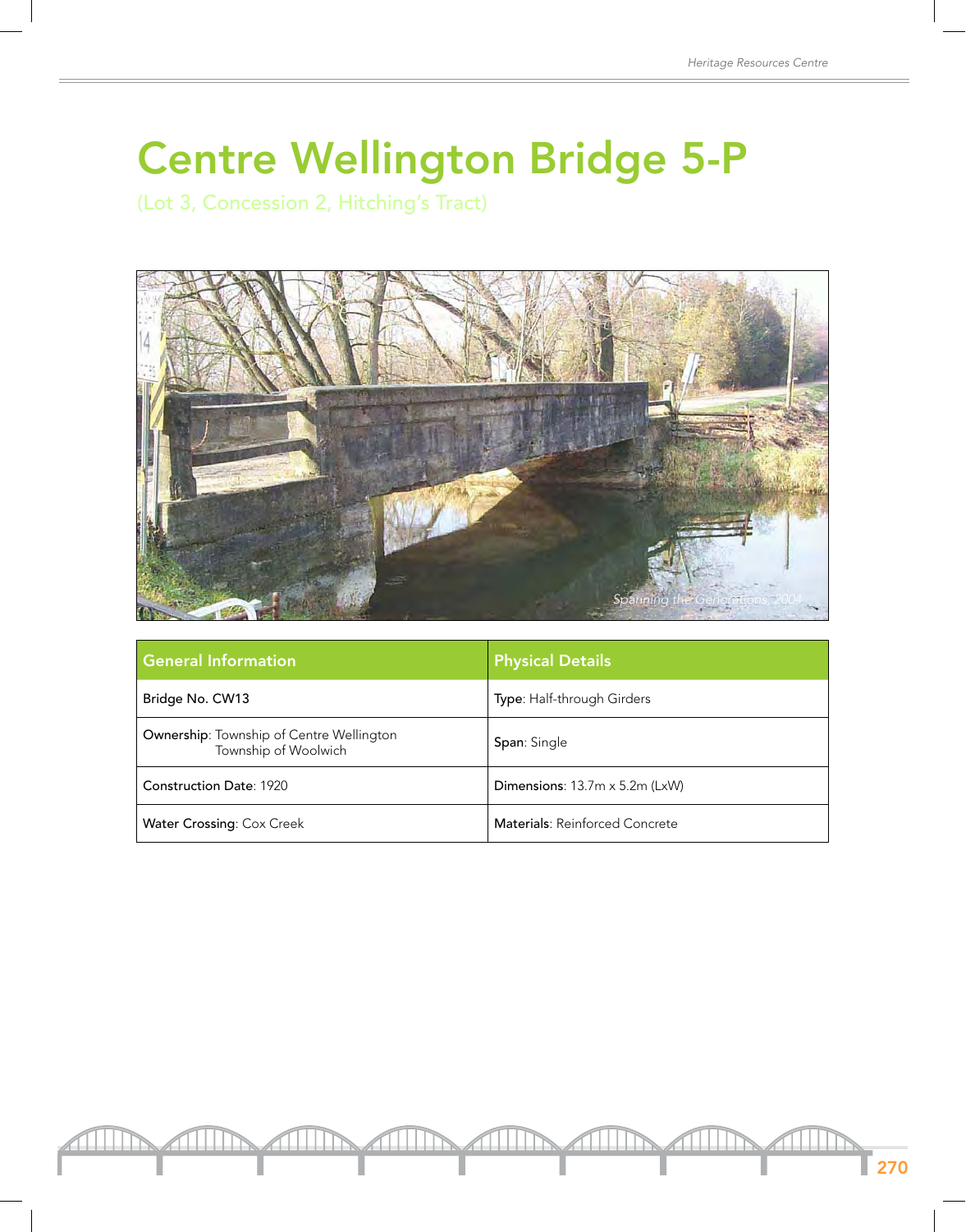# Centre Wellington Bridge 5-P

(Lot 3, Concession 2, Hitching's Tract)

*Spanning the Generations, 2004*

| General Information | Physical Details |
|---|---|
| Bridge No. CW13 | **Type**: Half-through Girders |
| **Ownership**: Township of Centre Wellington<br>Township of Woolwich | **Span**: Single |
| **Construction Date**: 1920 | **Dimensions**: 13.7m x 5.2m (LxW) |
| **Water Crossing**: Cox Creek | **Materials**: Reinforced Concrete |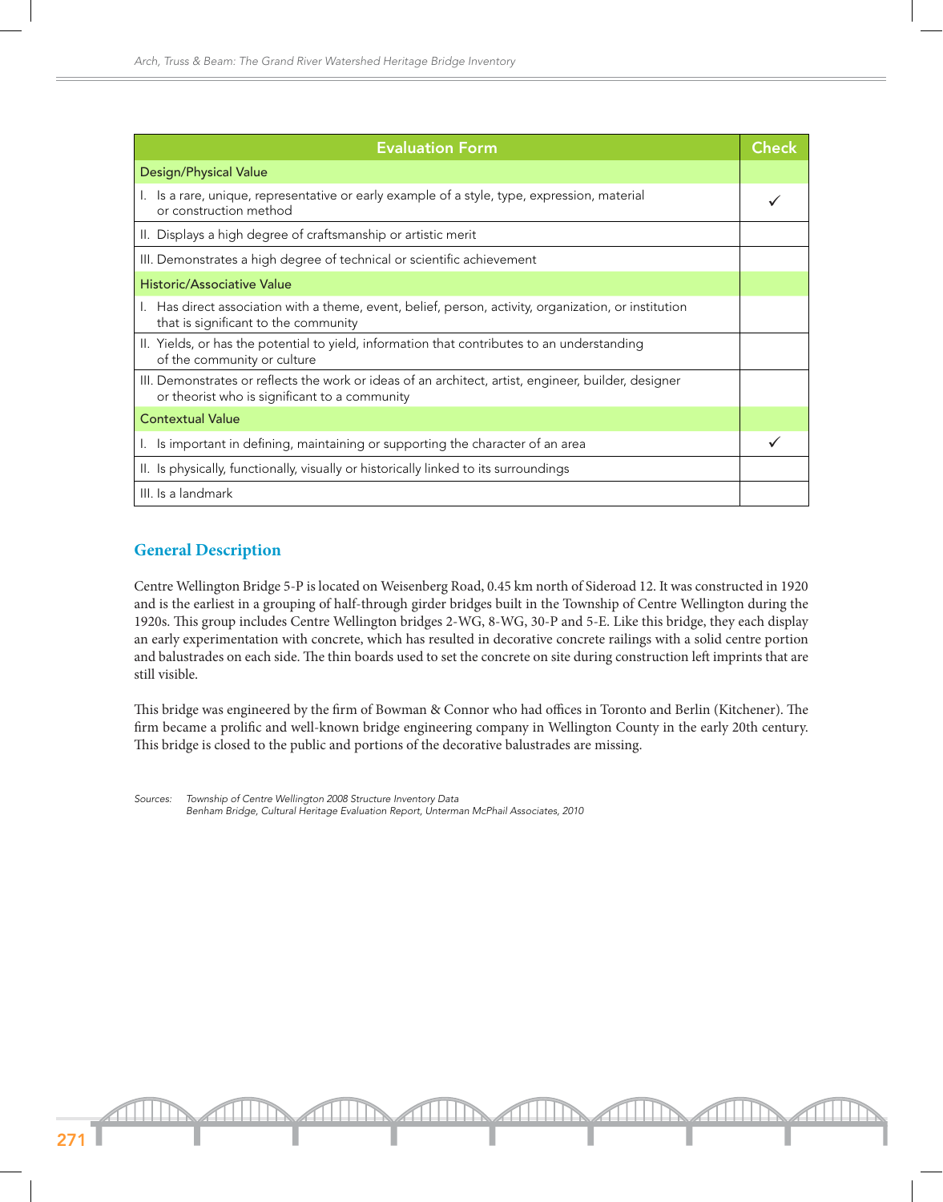| Evaluation Form | Check |
|---|---|
| Design/Physical Value | |
| I. Is a rare, unique, representative or early example of a style, type, expression, material or construction method | ✓ |
| II. Displays a high degree of craftsmanship or artistic merit | |
| III. Demonstrates a high degree of technical or scientific achievement | |
| Historic/Associative Value | |
| I. Has direct association with a theme, event, belief, person, activity, organization, or institution that is significant to the community | |
| II. Yields, or has the potential to yield, information that contributes to an understanding of the community or culture | |
| III. Demonstrates or reflects the work or ideas of an architect, artist, engineer, builder, designer or theorist who is significant to a community | |
| Contextual Value | |
| I. Is important in defining, maintaining or supporting the character of an area | ✓ |
| II. Is physically, functionally, visually or historically linked to its surroundings | |
| III. Is a landmark | |

## General Description

Centre Wellington Bridge 5-P is located on Weisenberg Road, 0.45 km north of Sideroad 12. It was constructed in 1920 and is the earliest in a grouping of half-through girder bridges built in the Township of Centre Wellington during the 1920s. This group includes Centre Wellington bridges 2-WG, 8-WG, 30-P and 5-E. Like this bridge, they each display an early experimentation with concrete, which has resulted in decorative concrete railings with a solid centre portion and balustrades on each side. The thin boards used to set the concrete on site during construction left imprints that are still visible.

This bridge was engineered by the firm of Bowman & Connor who had offices in Toronto and Berlin (Kitchener). The firm became a prolific and well-known bridge engineering company in Wellington County in the early 20th century. This bridge is closed to the public and portions of the decorative balustrades are missing.

*Sources: Township of Centre Wellington 2008 Structure Inventory Data*
*Benham Bridge, Cultural Heritage Evaluation Report, Unterman McPhail Associates, 2010*